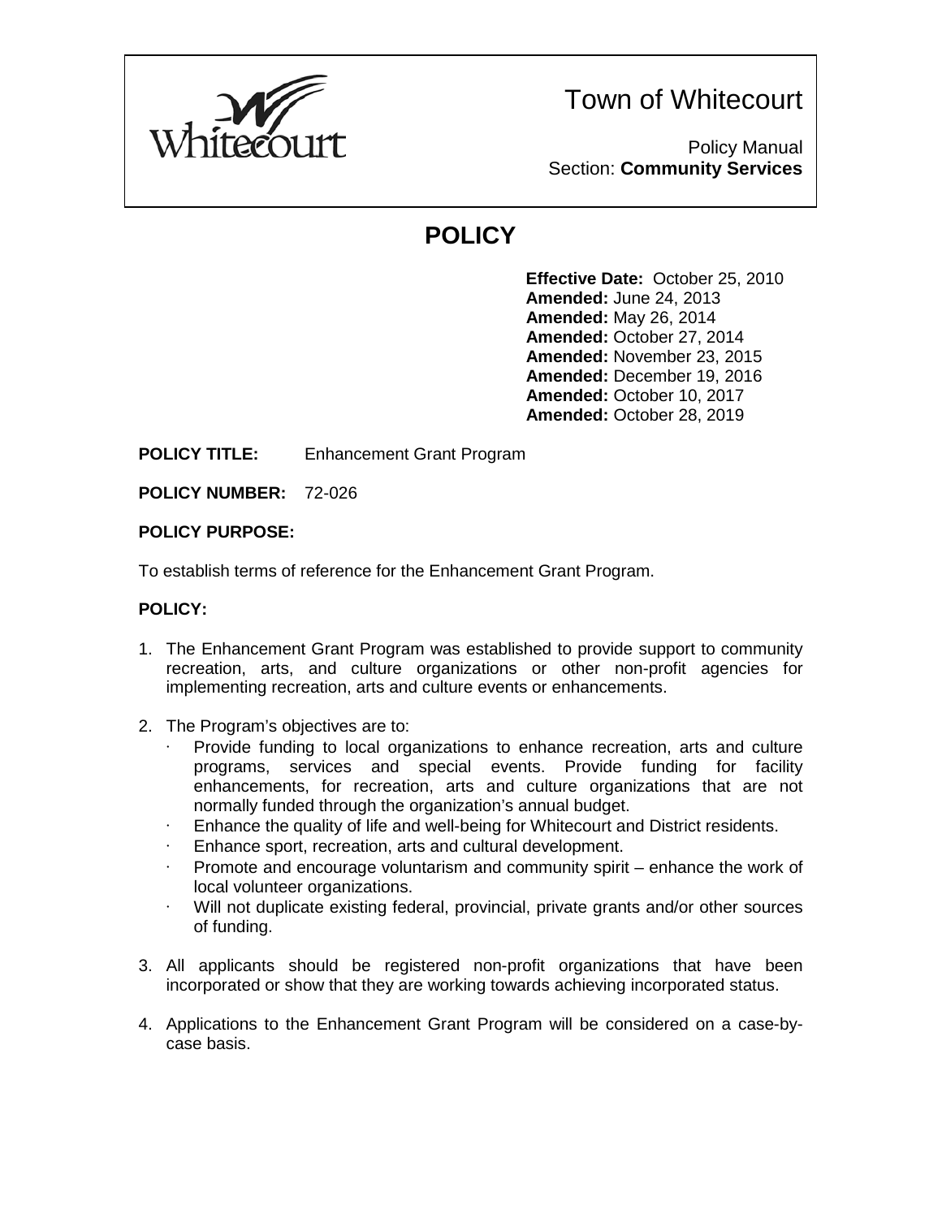# Town of Whitecourt

Policy Manual
Section: **Community Services**

## POLICY

**Effective Date:** October 25, 2010
**Amended:** June 24, 2013
**Amended:** May 26, 2014
**Amended:** October 27, 2014
**Amended:** November 23, 2015
**Amended:** December 19, 2016
**Amended:** October 10, 2017
**Amended:** October 28, 2019

**POLICY TITLE:** Enhancement Grant Program

**POLICY NUMBER:** 72-026

**POLICY PURPOSE:**

To establish terms of reference for the Enhancement Grant Program.

**POLICY:**

1. The Enhancement Grant Program was established to provide support to community recreation, arts, and culture organizations or other non-profit agencies for implementing recreation, arts and culture events or enhancements.

2. The Program's objectives are to:
   - Provide funding to local organizations to enhance recreation, arts and culture programs, services and special events. Provide funding for facility enhancements, for recreation, arts and culture organizations that are not normally funded through the organization's annual budget.
   - Enhance the quality of life and well-being for Whitecourt and District residents.
   - Enhance sport, recreation, arts and cultural development.
   - Promote and encourage voluntarism and community spirit – enhance the work of local volunteer organizations.
   - Will not duplicate existing federal, provincial, private grants and/or other sources of funding.

3. All applicants should be registered non-profit organizations that have been incorporated or show that they are working towards achieving incorporated status.

4. Applications to the Enhancement Grant Program will be considered on a case-by-case basis.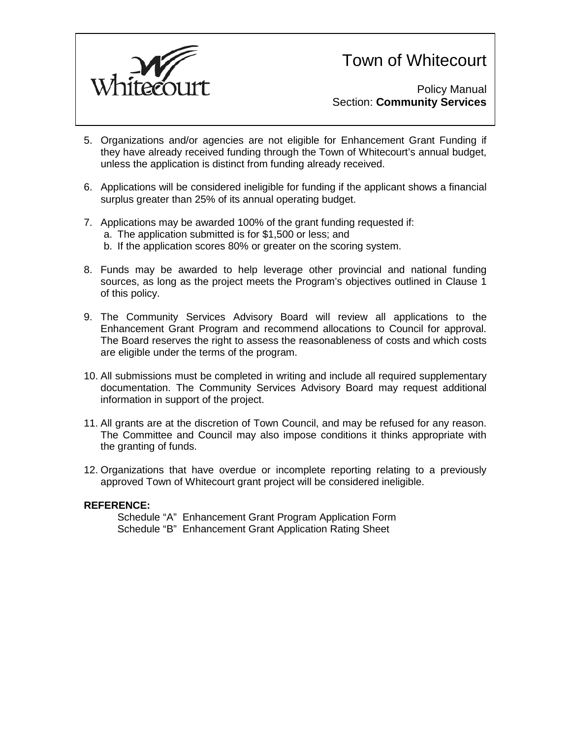5. Organizations and/or agencies are not eligible for Enhancement Grant Funding if they have already received funding through the Town of Whitecourt's annual budget, unless the application is distinct from funding already received.

6. Applications will be considered ineligible for funding if the applicant shows a financial surplus greater than 25% of its annual operating budget.

7. Applications may be awarded 100% of the grant funding requested if:
   a. The application submitted is for $1,500 or less; and
   b. If the application scores 80% or greater on the scoring system.

8. Funds may be awarded to help leverage other provincial and national funding sources, as long as the project meets the Program's objectives outlined in Clause 1 of this policy.

9. The Community Services Advisory Board will review all applications to the Enhancement Grant Program and recommend allocations to Council for approval. The Board reserves the right to assess the reasonableness of costs and which costs are eligible under the terms of the program.

10. All submissions must be completed in writing and include all required supplementary documentation. The Community Services Advisory Board may request additional information in support of the project.

11. All grants are at the discretion of Town Council, and may be refused for any reason. The Committee and Council may also impose conditions it thinks appropriate with the granting of funds.

12. Organizations that have overdue or incomplete reporting relating to a previously approved Town of Whitecourt grant project will be considered ineligible.

**REFERENCE:**

Schedule "A" Enhancement Grant Program Application Form
Schedule "B" Enhancement Grant Application Rating Sheet